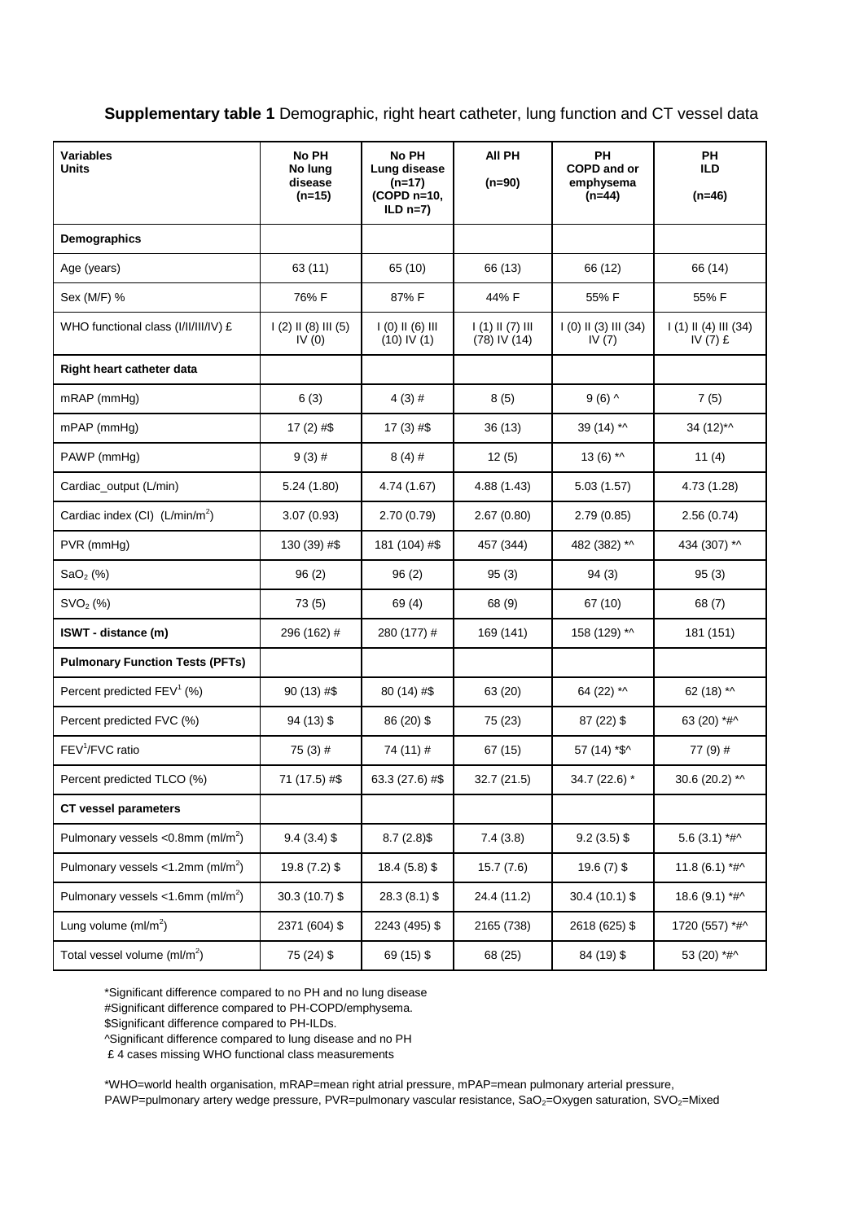**Supplementary table 1** Demographic, right heart catheter, lung function and CT vessel data

| Variables Units | No PH No lung disease (n=15) | No PH Lung disease (n=17) (COPD n=10, ILD n=7) | All PH (n=90) | PH COPD and or emphysema (n=44) | PH ILD (n=46) |
|---|---|---|---|---|---|
| **Demographics** | | | | | |
| Age (years) | 63 (11) | 65 (10) | 66 (13) | 66 (12) | 66 (14) |
| Sex (M/F) % | 76% F | 87% F | 44% F | 55% F | 55% F |
| WHO functional class (I/II/III/IV) £ | I (2) II (8) III (5) IV (0) | I (0) II (6) III (10) IV (1) | I (1) II (7) III (78) IV (14) | I (0) II (3) III (34) IV (7) | I (1) II (4) III (34) IV (7) £ |
| **Right heart catheter data** | | | | | |
| mRAP (mmHg) | 6 (3) | 4 (3) # | 8 (5) | 9 (6) ^ | 7 (5) |
| mPAP (mmHg) | 17 (2) #$ | 17 (3) #$ | 36 (13) | 39 (14) *^ | 34 (12)*^ |
| PAWP (mmHg) | 9 (3) # | 8 (4) # | 12 (5) | 13 (6) *^ | 11 (4) |
| Cardiac_output (L/min) | 5.24 (1.80) | 4.74 (1.67) | 4.88 (1.43) | 5.03 (1.57) | 4.73 (1.28) |
| Cardiac index (CI) ($L/min/m^2$) | 3.07 (0.93) | 2.70 (0.79) | 2.67 (0.80) | 2.79 (0.85) | 2.56 (0.74) |
| PVR (mmHg) | 130 (39) #$ | 181 (104) #$ | 457 (344) | 482 (382) *^ | 434 (307) *^ |
| $SaO_2$ (%) | 96 (2) | 96 (2) | 95 (3) | 94 (3) | 95 (3) |
| $SVO_2$ (%) | 73 (5) | 69 (4) | 68 (9) | 67 (10) | 68 (7) |
| **ISWT - distance (m)** | 296 (162) # | 280 (177) # | 169 (141) | 158 (129) *^ | 181 (151) |
| **Pulmonary Function Tests (PFTs)** | | | | | |
| Percent predicted $FEV^1$ (%) | 90 (13) #$ | 80 (14) #$ | 63 (20) | 64 (22) *^ | 62 (18) *^ |
| Percent predicted FVC (%) | 94 (13) $ | 86 (20) $ | 75 (23) | 87 (22) $ | 63 (20) *#^ |
| $FEV^1$/FVC ratio | 75 (3) # | 74 (11) # | 67 (15) | 57 (14) *$^ | 77 (9) # |
| Percent predicted TLCO (%) | 71 (17.5) #$ | 63.3 (27.6) #$ | 32.7 (21.5) | 34.7 (22.6) * | 30.6 (20.2) *^ |
| **CT vessel parameters** | | | | | |
| Pulmonary vessels <0.8mm ($ml/m^2$) | 9.4 (3.4) $ | 8.7 (2.8)$ | 7.4 (3.8) | 9.2 (3.5) $ | 5.6 (3.1) *#^ |
| Pulmonary vessels <1.2mm ($ml/m^2$) | 19.8 (7.2) $ | 18.4 (5.8) $ | 15.7 (7.6) | 19.6 (7) $ | 11.8 (6.1) *#^ |
| Pulmonary vessels <1.6mm ($ml/m^2$) | 30.3 (10.7) $ | 28.3 (8.1) $ | 24.4 (11.2) | 30.4 (10.1) $ | 18.6 (9.1) *#^ |
| Lung volume ($ml/m^2$) | 2371 (604) $ | 2243 (495) $ | 2165 (738) | 2618 (625) $ | 1720 (557) *#^ |
| Total vessel volume ($ml/m^2$) | 75 (24) $ | 69 (15) $ | 68 (25) | 84 (19) $ | 53 (20) *#^ |

*Significant difference compared to no PH and no lung disease
#Significant difference compared to PH-COPD/emphysema.
$Significant difference compared to PH-ILDs.
^Significant difference compared to lung disease and no PH
£ 4 cases missing WHO functional class measurements

*WHO=world health organisation, mRAP=mean right atrial pressure, mPAP=mean pulmonary arterial pressure, PAWP=pulmonary artery wedge pressure, PVR=pulmonary vascular resistance, $SaO_2$=Oxygen saturation, $SVO_2$=Mixed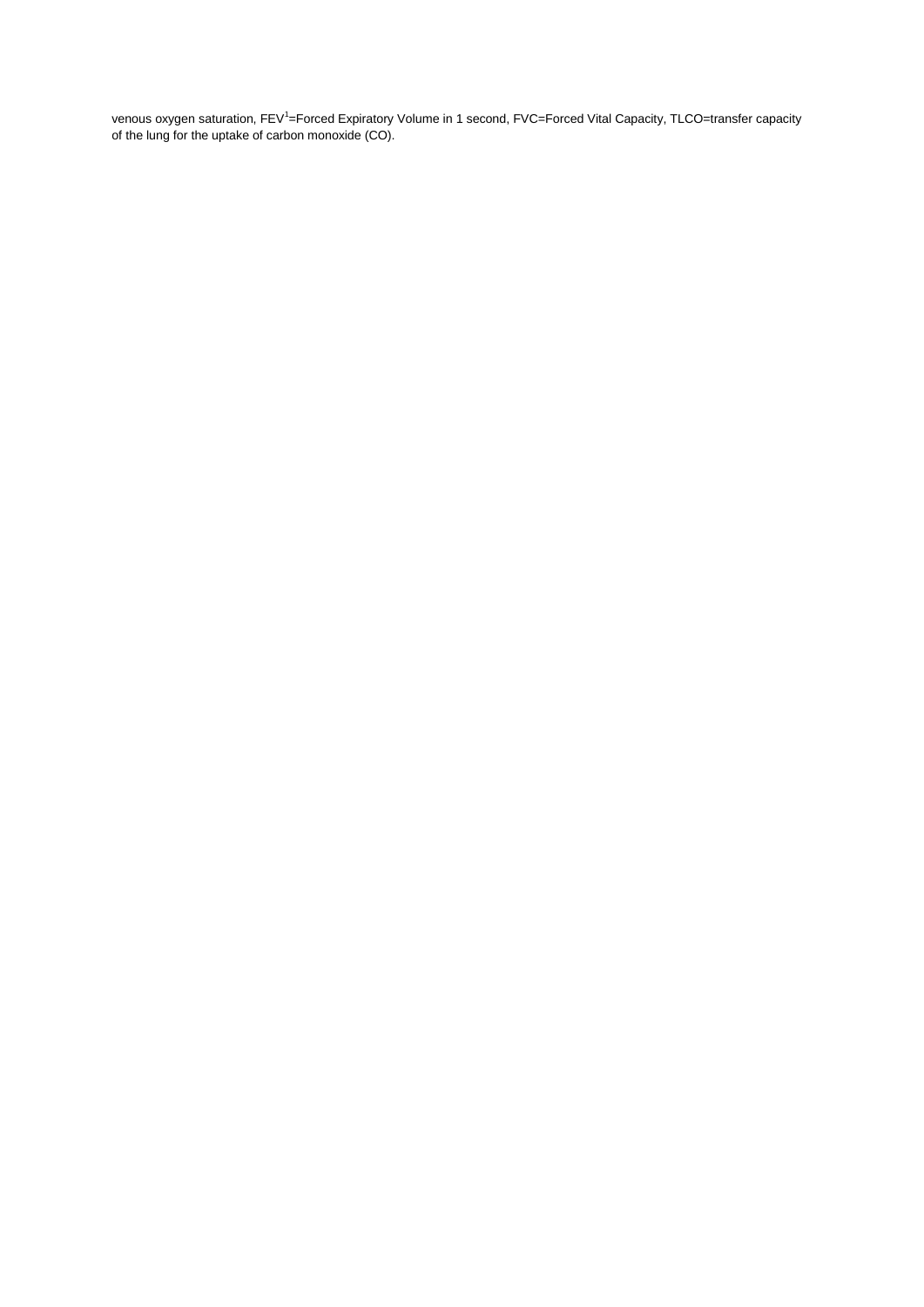venous oxygen saturation, $FEV^1$=Forced Expiratory Volume in 1 second, FVC=Forced Vital Capacity, TLCO=transfer capacity of the lung for the uptake of carbon monoxide (CO).